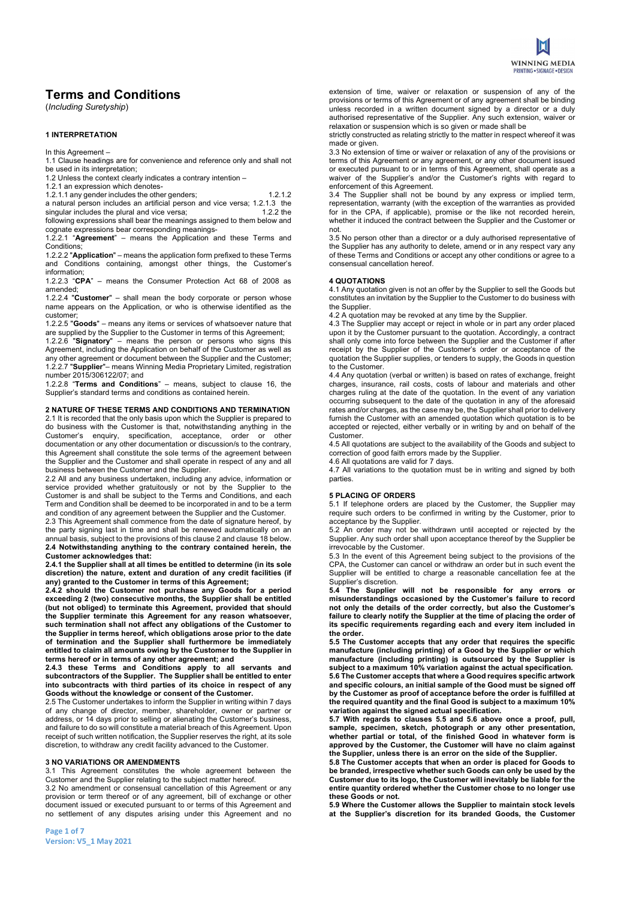# Terms and Conditions

(*Including Suretyship*)

### 1 INTERPRETATION

In this Agreement –

1.1 Clause headings are for convenience and reference only and shall not be used in its interpretation;

1.2 Unless the context clearly indicates a contrary intention –

1.2.1 an expression which denotes-

1.2.1.1 any gender includes the other genders;

1.2.1.2 a natural person includes an artificial person and vice versa;

1.2.1.3 the singular includes the plural and vice versa;

1.2.2 the following expressions shall bear the meanings assigned to them below and cognate expressions bear corresponding meanings-

1.2.2.1 "**Agreement**" – means the Application and these Terms and Conditions;

1.2.2.2 "**Application**" – means the application form prefixed to these Terms and Conditions containing, amongst other things, the Customer's information;

1.2.2.3 "**CPA**" – means the Consumer Protection Act 68 of 2008 as amended;

1.2.2.4 "**Customer**" – shall mean the body corporate or person whose name appears on the Application, or who is otherwise identified as the customer;

1.2.2.5 "**Goods**" – means any items or services of whatsoever nature that are supplied by the Supplier to the Customer in terms of this Agreement;

1.2.2.6 "**Signatory**" – means the person or persons who signs this Agreement, including the Application on behalf of the Customer as well as any other agreement or document between the Supplier and the Customer;

1.2.2.7 "**Supplier**"– means Winning Media Proprietary Limited, registration number 2015/306122/07; and

1.2.2.8 "**Terms and Conditions**" – means, subject to clause 16, the Supplier's standard terms and conditions as contained herein.

### 2 NATURE OF THESE TERMS AND CONDITIONS AND TERMINATION

2.1 It is recorded that the only basis upon which the Supplier is prepared to do business with the Customer is that, notwithstanding anything in the Customer's enquiry, specification, acceptance, order or other documentation or any other documentation or discussion/s to the contrary, this Agreement shall constitute the sole terms of the agreement between the Supplier and the Customer and shall operate in respect of any and all business between the Customer and the Supplier.

2.2 All and any business undertaken, including any advice, information or service provided whether gratuitously or not by the Supplier to the Customer is and shall be subject to the Terms and Conditions, and each Term and Condition shall be deemed to be incorporated in and to be a term and condition of any agreement between the Supplier and the Customer.

2.3 This Agreement shall commence from the date of signature hereof, by the party signing last in time and shall be renewed automatically on an annual basis, subject to the provisions of this clause 2 and clause 18 below.

**2.4 Notwithstanding anything to the contrary contained herein, the Customer acknowledges that:**

**2.4.1 the Supplier shall at all times be entitled to determine (in its sole discretion) the nature, extent and duration of any credit facilities (if any) granted to the Customer in terms of this Agreement;**

**2.4.2 should the Customer not purchase any Goods for a period exceeding 2 (two) consecutive months, the Supplier shall be entitled (but not obliged) to terminate this Agreement, provided that should the Supplier terminate this Agreement for any reason whatsoever, such termination shall not affect any obligations of the Customer to the Supplier in terms hereof, which obligations arose prior to the date of termination and the Supplier shall furthermore be immediately entitled to claim all amounts owing by the Customer to the Supplier in terms hereof or in terms of any other agreement; and**

**2.4.3 these Terms and Conditions apply to all servants and subcontractors of the Supplier. The Supplier shall be entitled to enter into subcontracts with third parties of its choice in respect of any Goods without the knowledge or consent of the Customer.**

2.5 The Customer undertakes to inform the Supplier in writing within 7 days of any change of director, member, shareholder, owner or partner or address, or 14 days prior to selling or alienating the Customer's business, and failure to do so will constitute a material breach of this Agreement. Upon receipt of such written notification, the Supplier reserves the right, at its sole discretion, to withdraw any credit facility advanced to the Customer.

### 3 NO VARIATIONS OR AMENDMENTS

3.1 This Agreement constitutes the whole agreement between the Customer and the Supplier relating to the subject matter hereof.

3.2 No amendment or consensual cancellation of this Agreement or any provision or term thereof or of any agreement, bill of exchange or other document issued or executed pursuant to or terms of this Agreement and no settlement of any disputes arising under this Agreement and no extension of time, waiver or relaxation or suspension of any of the provisions or terms of this Agreement or of any agreement shall be binding unless recorded in a written document signed by a director or a duly authorised representative of the Supplier. Any such extension, waiver or relaxation or suspension which is so given or made shall be strictly constructed as relating strictly to the matter in respect whereof it was made or given.

3.3 No extension of time or waiver or relaxation of any of the provisions or terms of this Agreement or any agreement, or any other document issued or executed pursuant to or in terms of this Agreement, shall operate as a waiver of the Supplier's and/or the Customer's rights with regard to enforcement of this Agreement.

3.4 The Supplier shall not be bound by any express or implied term, representation, warranty (with the exception of the warranties as provided for in the CPA, if applicable), promise or the like not recorded herein, whether it induced the contract between the Supplier and the Customer or not.

3.5 No person other than a director or a duly authorised representative of the Supplier has any authority to delete, amend or in any respect vary any of these Terms and Conditions or accept any other conditions or agree to a consensual cancellation hereof.

### 4 QUOTATIONS

4.1 Any quotation given is not an offer by the Supplier to sell the Goods but constitutes an invitation by the Supplier to the Customer to do business with the Supplier.

4.2 A quotation may be revoked at any time by the Supplier.

4.3 The Supplier may accept or reject in whole or in part any order placed upon it by the Customer pursuant to the quotation. Accordingly, a contract shall only come into force between the Supplier and the Customer if after receipt by the Supplier of the Customer's order or acceptance of the quotation the Supplier supplies, or tenders to supply, the Goods in question to the Customer.

4.4 Any quotation (verbal or written) is based on rates of exchange, freight charges, insurance, rail costs, costs of labour and materials and other charges ruling at the date of the quotation. In the event of any variation occurring subsequent to the date of the quotation in any of the aforesaid rates and/or charges, as the case may be, the Supplier shall prior to delivery furnish the Customer with an amended quotation which quotation is to be accepted or rejected, either verbally or in writing by and on behalf of the Customer.

4.5 All quotations are subject to the availability of the Goods and subject to correction of good faith errors made by the Supplier.

4.6 All quotations are valid for 7 days.

4.7 All variations to the quotation must be in writing and signed by both parties.

### 5 PLACING OF ORDERS

5.1 If telephone orders are placed by the Customer, the Supplier may require such orders to be confirmed in writing by the Customer, prior to acceptance by the Supplier.

5.2 An order may not be withdrawn until accepted or rejected by the Supplier. Any such order shall upon acceptance thereof by the Supplier be irrevocable by the Customer.

5.3 In the event of this Agreement being subject to the provisions of the CPA, the Customer can cancel or withdraw an order but in such event the Supplier will be entitled to charge a reasonable cancellation fee at the Supplier's discretion.

**5.4 The Supplier will not be responsible for any errors or misunderstandings occasioned by the Customer's failure to record not only the details of the order correctly, but also the Customer's failure to clearly notify the Supplier at the time of placing the order of its specific requirements regarding each and every item included in the order.**

**5.5 The Customer accepts that any order that requires the specific manufacture (including printing) of a Good by the Supplier or which manufacture (including printing) is outsourced by the Supplier is subject to a maximum 10% variation against the actual specification.**

**5.6 The Customer accepts that where a Good requires specific artwork and specific colours, an initial sample of the Good must be signed off by the Customer as proof of acceptance before the order is fulfilled at the required quantity and the final Good is subject to a maximum 10% variation against the signed actual specification.**

**5.7 With regards to clauses 5.5 and 5.6 above once a proof, pull, sample, specimen, sketch, photograph or any other presentation, whether partial or total, of the finished Good in whatever form is approved by the Customer, the Customer will have no claim against the Supplier, unless there is an error on the side of the Supplier.**

**5.8 The Customer accepts that when an order is placed for Goods to be branded, irrespective whether such Goods can only be used by the Customer due to its logo, the Customer will inevitably be liable for the entire quantity ordered whether the Customer chose to no longer use these Goods or not.**

**5.9 Where the Customer allows the Supplier to maintain stock levels at the Supplier's discretion for its branded Goods, the Customer**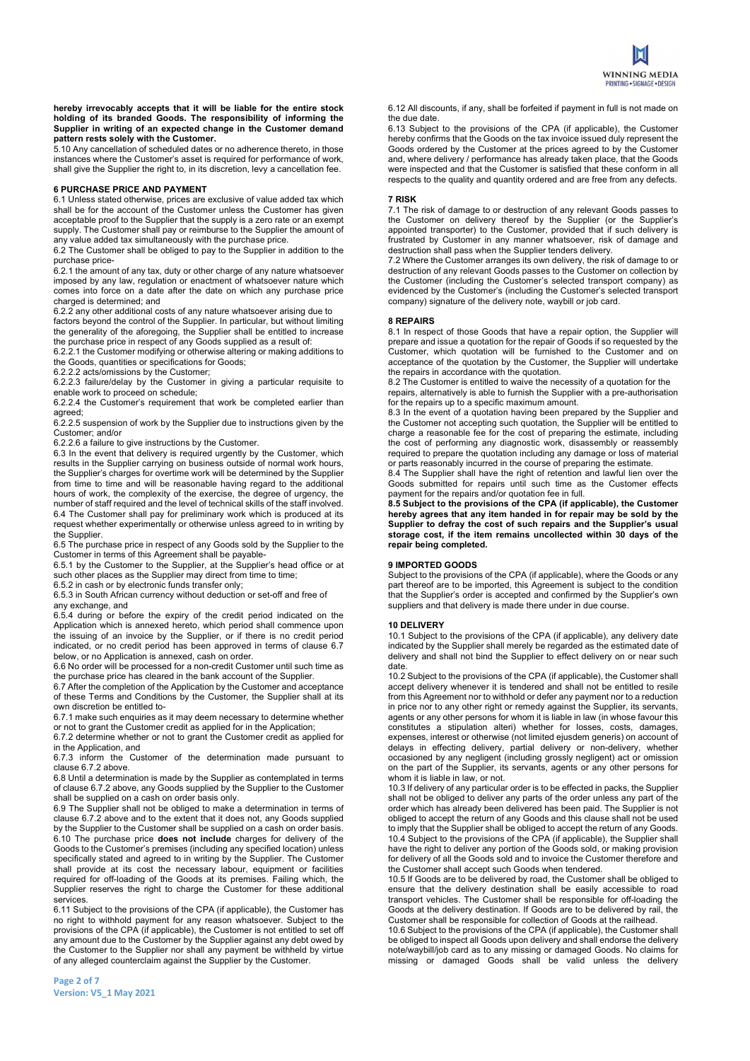**hereby irrevocably accepts that it will be liable for the entire stock holding of its branded Goods. The responsibility of informing the Supplier in writing of an expected change in the Customer demand pattern rests solely with the Customer.**

5.10 Any cancellation of scheduled dates or no adherence thereto, in those instances where the Customer's asset is required for performance of work, shall give the Supplier the right to, in its discretion, levy a cancellation fee.

### 6 PURCHASE PRICE AND PAYMENT

6.1 Unless stated otherwise, prices are exclusive of value added tax which shall be for the account of the Customer unless the Customer has given acceptable proof to the Supplier that the supply is a zero rate or an exempt supply. The Customer shall pay or reimburse to the Supplier the amount of any value added tax simultaneously with the purchase price.

6.2 The Customer shall be obliged to pay to the Supplier in addition to the purchase price-

6.2.1 the amount of any tax, duty or other charge of any nature whatsoever imposed by any law, regulation or enactment of whatsoever nature which comes into force on a date after the date on which any purchase price charged is determined; and

6.2.2 any other additional costs of any nature whatsoever arising due to factors beyond the control of the Supplier. In particular, but without limiting the generality of the aforegoing, the Supplier shall be entitled to increase the purchase price in respect of any Goods supplied as a result of:

6.2.2.1 the Customer modifying or otherwise altering or making additions to the Goods, quantities or specifications for Goods;

6.2.2.2 acts/omissions by the Customer;

6.2.2.3 failure/delay by the Customer in giving a particular requisite to enable work to proceed on schedule;

6.2.2.4 the Customer's requirement that work be completed earlier than agreed;

6.2.2.5 suspension of work by the Supplier due to instructions given by the Customer; and/or

6.2.2.6 a failure to give instructions by the Customer.

6.3 In the event that delivery is required urgently by the Customer, which results in the Supplier carrying on business outside of normal work hours, the Supplier's charges for overtime work will be determined by the Supplier from time to time and will be reasonable having regard to the additional hours of work, the complexity of the exercise, the degree of urgency, the number of staff required and the level of technical skills of the staff involved.

6.4 The Customer shall pay for preliminary work which is produced at its request whether experimentally or otherwise unless agreed to in writing by the Supplier.

6.5 The purchase price in respect of any Goods sold by the Supplier to the Customer in terms of this Agreement shall be payable-

6.5.1 by the Customer to the Supplier, at the Supplier's head office or at such other places as the Supplier may direct from time to time;

6.5.2 in cash or by electronic funds transfer only;

6.5.3 in South African currency without deduction or set-off and free of any exchange, and

6.5.4 during or before the expiry of the credit period indicated on the Application which is annexed hereto, which period shall commence upon the issuing of an invoice by the Supplier, or if there is no credit period indicated, or no credit period has been approved in terms of clause 6.7 below, or no Application is annexed, cash on order.

6.6 No order will be processed for a non-credit Customer until such time as the purchase price has cleared in the bank account of the Supplier.

6.7 After the completion of the Application by the Customer and acceptance of these Terms and Conditions by the Customer, the Supplier shall at its own discretion be entitled to-

6.7.1 make such enquiries as it may deem necessary to determine whether or not to grant the Customer credit as applied for in the Application;

6.7.2 determine whether or not to grant the Customer credit as applied for in the Application, and

6.7.3 inform the Customer of the determination made pursuant to clause 6.7.2 above.

6.8 Until a determination is made by the Supplier as contemplated in terms of clause 6.7.2 above, any Goods supplied by the Supplier to the Customer shall be supplied on a cash on order basis only.

6.9 The Supplier shall not be obliged to make a determination in terms of clause 6.7.2 above and to the extent that it does not, any Goods supplied by the Supplier to the Customer shall be supplied on a cash on order basis.

6.10 The purchase price **does not include** charges for delivery of the Goods to the Customer's premises (including any specified location) unless specifically stated and agreed to in writing by the Supplier. The Customer shall provide at its cost the necessary labour, equipment or facilities required for off-loading of the Goods at its premises. Failing which, the Supplier reserves the right to charge the Customer for these additional services.

6.11 Subject to the provisions of the CPA (if applicable), the Customer has no right to withhold payment for any reason whatsoever. Subject to the provisions of the CPA (if applicable), the Customer is not entitled to set off any amount due to the Customer by the Supplier against any debt owed by the Customer to the Supplier nor shall any payment be withheld by virtue of any alleged counterclaim against the Supplier by the Customer.

6.12 All discounts, if any, shall be forfeited if payment in full is not made on the due date.

6.13 Subject to the provisions of the CPA (if applicable), the Customer hereby confirms that the Goods on the tax invoice issued duly represent the Goods ordered by the Customer at the prices agreed to by the Customer and, where delivery / performance has already taken place, that the Goods were inspected and that the Customer is satisfied that these conform in all respects to the quality and quantity ordered and are free from any defects.

### 7 RISK

7.1 The risk of damage to or destruction of any relevant Goods passes to the Customer on delivery thereof by the Supplier (or the Supplier's appointed transporter) to the Customer, provided that if such delivery is frustrated by Customer in any manner whatsoever, risk of damage and destruction shall pass when the Supplier tenders delivery.

7.2 Where the Customer arranges its own delivery, the risk of damage to or destruction of any relevant Goods passes to the Customer on collection by the Customer (including the Customer's selected transport company) as evidenced by the Customer's (including the Customer's selected transport company) signature of the delivery note, waybill or job card.

### 8 REPAIRS

8.1 In respect of those Goods that have a repair option, the Supplier will prepare and issue a quotation for the repair of Goods if so requested by the Customer, which quotation will be furnished to the Customer and on acceptance of the quotation by the Customer, the Supplier will undertake the repairs in accordance with the quotation.

8.2 The Customer is entitled to waive the necessity of a quotation for the repairs, alternatively is able to furnish the Supplier with a pre-authorisation for the repairs up to a specific maximum amount.

8.3 In the event of a quotation having been prepared by the Supplier and the Customer not accepting such quotation, the Supplier will be entitled to charge a reasonable fee for the cost of preparing the estimate, including the cost of performing any diagnostic work, disassembly or reassembly required to prepare the quotation including any damage or loss of material or parts reasonably incurred in the course of preparing the estimate.

8.4 The Supplier shall have the right of retention and lawful lien over the Goods submitted for repairs until such time as the Customer effects payment for the repairs and/or quotation fee in full.

**8.5 Subject to the provisions of the CPA (if applicable), the Customer hereby agrees that any item handed in for repair may be sold by the Supplier to defray the cost of such repairs and the Supplier's usual storage cost, if the item remains uncollected within 30 days of the repair being completed.**

### 9 IMPORTED GOODS

Subject to the provisions of the CPA (if applicable), where the Goods or any part thereof are to be imported, this Agreement is subject to the condition that the Supplier's order is accepted and confirmed by the Supplier's own suppliers and that delivery is made there under in due course.

### 10 DELIVERY

10.1 Subject to the provisions of the CPA (if applicable), any delivery date indicated by the Supplier shall merely be regarded as the estimated date of delivery and shall not bind the Supplier to effect delivery on or near such date.

10.2 Subject to the provisions of the CPA (if applicable), the Customer shall accept delivery whenever it is tendered and shall not be entitled to resile from this Agreement nor to withhold or defer any payment nor to a reduction in price nor to any other right or remedy against the Supplier, its servants, agents or any other persons for whom it is liable in law (in whose favour this constitutes a stipulation alteri) whether for losses, costs, damages, expenses, interest or otherwise (not limited ejusdem generis) on account of delays in effecting delivery, partial delivery or non-delivery, whether occasioned by any negligent (including grossly negligent) act or omission on the part of the Supplier, its servants, agents or any other persons for whom it is liable in law, or not.

10.3 If delivery of any particular order is to be effected in packs, the Supplier shall not be obliged to deliver any parts of the order unless any part of the order which has already been delivered has been paid. The Supplier is not obliged to accept the return of any Goods and this clause shall not be used to imply that the Supplier shall be obliged to accept the return of any Goods.

10.4 Subject to the provisions of the CPA (if applicable), the Supplier shall have the right to deliver any portion of the Goods sold, or making provision for delivery of all the Goods sold and to invoice the Customer therefore and the Customer shall accept such Goods when tendered.

10.5 If Goods are to be delivered by road, the Customer shall be obliged to ensure that the delivery destination shall be easily accessible to road transport vehicles. The Customer shall be responsible for off-loading the Goods at the delivery destination. If Goods are to be delivered by rail, the Customer shall be responsible for collection of Goods at the railhead.

10.6 Subject to the provisions of the CPA (if applicable), the Customer shall be obliged to inspect all Goods upon delivery and shall endorse the delivery note/waybill/job card as to any missing or damaged Goods. No claims for missing or damaged Goods shall be valid unless the delivery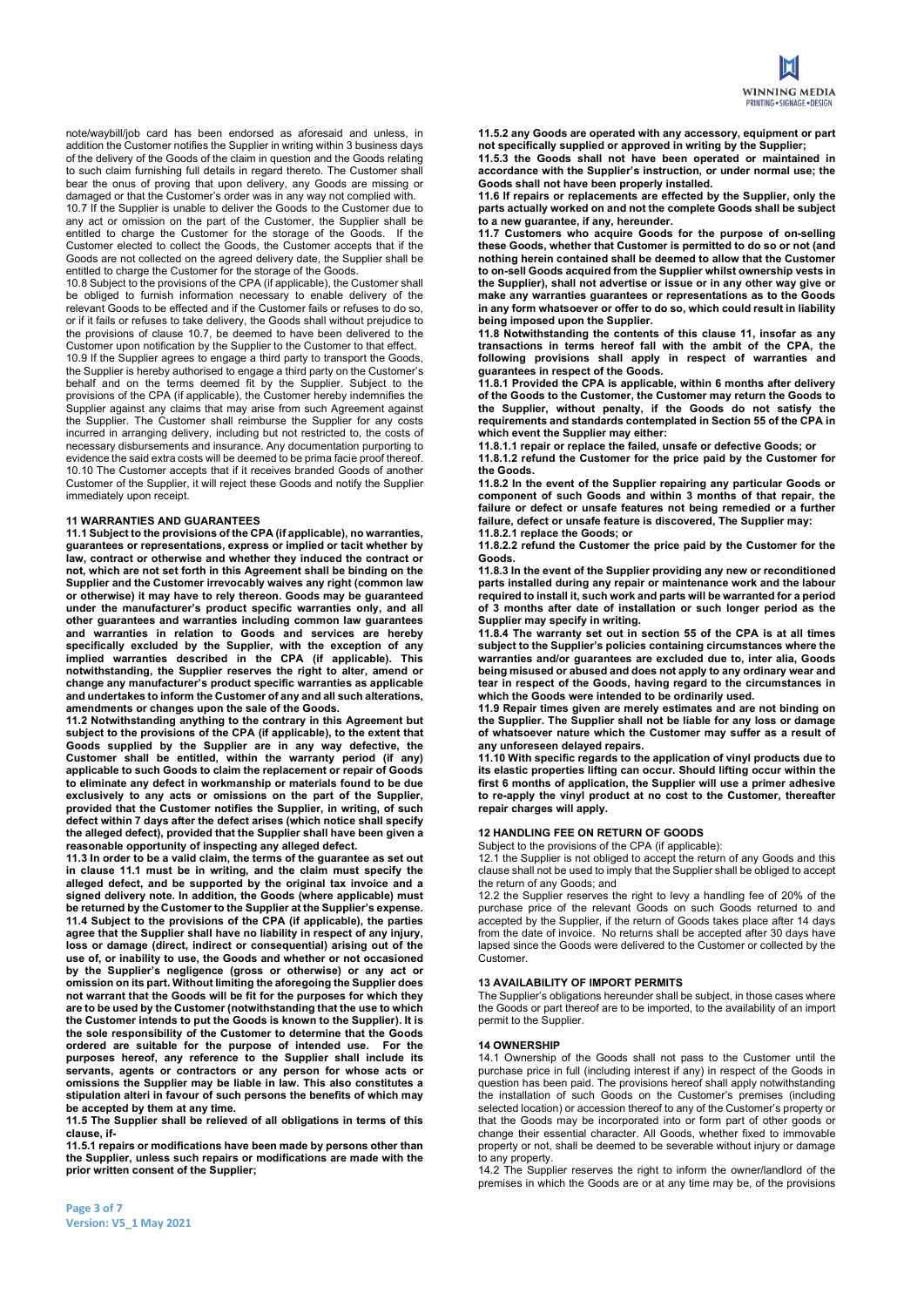note/waybill/job card has been endorsed as aforesaid and unless, in addition the Customer notifies the Supplier in writing within 3 business days of the delivery of the Goods of the claim in question and the Goods relating to such claim furnishing full details in regard thereto. The Customer shall bear the onus of proving that upon delivery, any Goods are missing or damaged or that the Customer's order was in any way not complied with.

10.7 If the Supplier is unable to deliver the Goods to the Customer due to any act or omission on the part of the Customer, the Supplier shall be entitled to charge the Customer for the storage of the Goods. If the Customer elected to collect the Goods, the Customer accepts that if the Goods are not collected on the agreed delivery date, the Supplier shall be entitled to charge the Customer for the storage of the Goods.

10.8 Subject to the provisions of the CPA (if applicable), the Customer shall be obliged to furnish information necessary to enable delivery of the relevant Goods to be effected and if the Customer fails or refuses to do so, or if it fails or refuses to take delivery, the Goods shall without prejudice to the provisions of clause 10.7, be deemed to have been delivered to the Customer upon notification by the Supplier to the Customer to that effect.

10.9 If the Supplier agrees to engage a third party to transport the Goods, the Supplier is hereby authorised to engage a third party on the Customer's behalf and on the terms deemed fit by the Supplier. Subject to the provisions of the CPA (if applicable), the Customer hereby indemnifies the Supplier against any claims that may arise from such Agreement against the Supplier. The Customer shall reimburse the Supplier for any costs incurred in arranging delivery, including but not restricted to, the costs of necessary disbursements and insurance. Any documentation purporting to evidence the said extra costs will be deemed to be prima facie proof thereof.

10.10 The Customer accepts that if it receives branded Goods of another Customer of the Supplier, it will reject these Goods and notify the Supplier immediately upon receipt.

## 11 WARRANTIES AND GUARANTEES

**11.1 Subject to the provisions of the CPA (if applicable), no warranties, guarantees or representations, express or implied or tacit whether by law, contract or otherwise and whether they induced the contract or not, which are not set forth in this Agreement shall be binding on the Supplier and the Customer irrevocably waives any right (common law or otherwise) it may have to rely thereon. Goods may be guaranteed under the manufacturer's product specific warranties only, and all other guarantees and warranties including common law guarantees and warranties in relation to Goods and services are hereby specifically excluded by the Supplier, with the exception of any implied warranties described in the CPA (if applicable). This notwithstanding, the Supplier reserves the right to alter, amend or change any manufacturer's product specific warranties as applicable and undertakes to inform the Customer of any and all such alterations, amendments or changes upon the sale of the Goods.**

**11.2 Notwithstanding anything to the contrary in this Agreement but subject to the provisions of the CPA (if applicable), to the extent that Goods supplied by the Supplier are in any way defective, the Customer shall be entitled, within the warranty period (if any) applicable to such Goods to claim the replacement or repair of Goods to eliminate any defect in workmanship or materials found to be due exclusively to any acts or omissions on the part of the Supplier, provided that the Customer notifies the Supplier, in writing, of such defect within 7 days after the defect arises (which notice shall specify the alleged defect), provided that the Supplier shall have been given a reasonable opportunity of inspecting any alleged defect.**

**11.3 In order to be a valid claim, the terms of the guarantee as set out in clause 11.1 must be in writing, and the claim must specify the alleged defect, and be supported by the original tax invoice and a signed delivery note. In addition, the Goods (where applicable) must be returned by the Customer to the Supplier at the Supplier's expense.**

**11.4 Subject to the provisions of the CPA (if applicable), the parties agree that the Supplier shall have no liability in respect of any injury, loss or damage (direct, indirect or consequential) arising out of the use of, or inability to use, the Goods and whether or not occasioned by the Supplier's negligence (gross or otherwise) or any act or omission on its part. Without limiting the aforegoing the Supplier does not warrant that the Goods will be fit for the purposes for which they are to be used by the Customer (notwithstanding that the use to which the Customer intends to put the Goods is known to the Supplier). It is the sole responsibility of the Customer to determine that the Goods ordered are suitable for the purpose of intended use. For the purposes hereof, any reference to the Supplier shall include its servants, agents or contractors or any person for whose acts or omissions the Supplier may be liable in law. This also constitutes a stipulation alteri in favour of such persons the benefits of which may be accepted by them at any time.**

**11.5 The Supplier shall be relieved of all obligations in terms of this clause, if-**

**11.5.1 repairs or modifications have been made by persons other than the Supplier, unless such repairs or modifications are made with the prior written consent of the Supplier;**

**11.5.2 any Goods are operated with any accessory, equipment or part not specifically supplied or approved in writing by the Supplier;**

**11.5.3 the Goods shall not have been operated or maintained in accordance with the Supplier's instruction, or under normal use; the Goods shall not have been properly installed.**

**11.6 If repairs or replacements are effected by the Supplier, only the parts actually worked on and not the complete Goods shall be subject to a new guarantee, if any, hereunder.**

**11.7 Customers who acquire Goods for the purpose of on-selling these Goods, whether that Customer is permitted to do so or not (and nothing herein contained shall be deemed to allow that the Customer to on-sell Goods acquired from the Supplier whilst ownership vests in the Supplier), shall not advertise or issue or in any other way give or make any warranties guarantees or representations as to the Goods in any form whatsoever or offer to do so, which could result in liability being imposed upon the Supplier.**

**11.8 Notwithstanding the contents of this clause 11, insofar as any transactions in terms hereof fall with the ambit of the CPA, the following provisions shall apply in respect of warranties and guarantees in respect of the Goods.**

**11.8.1 Provided the CPA is applicable, within 6 months after delivery of the Goods to the Customer, the Customer may return the Goods to the Supplier, without penalty, if the Goods do not satisfy the requirements and standards contemplated in Section 55 of the CPA in which event the Supplier may either:**

**11.8.1.1 repair or replace the failed, unsafe or defective Goods; or**

**11.8.1.2 refund the Customer for the price paid by the Customer for the Goods.**

**11.8.2 In the event of the Supplier repairing any particular Goods or component of such Goods and within 3 months of that repair, the failure or defect or unsafe features not being remedied or a further failure, defect or unsafe feature is discovered, The Supplier may:**

**11.8.2.1 replace the Goods; or**

**11.8.2.2 refund the Customer the price paid by the Customer for the Goods.**

**11.8.3 In the event of the Supplier providing any new or reconditioned parts installed during any repair or maintenance work and the labour required to install it, such work and parts will be warranted for a period of 3 months after date of installation or such longer period as the Supplier may specify in writing.**

**11.8.4 The warranty set out in section 55 of the CPA is at all times subject to the Supplier's policies containing circumstances where the warranties and/or guarantees are excluded due to, inter alia, Goods being misused or abused and does not apply to any ordinary wear and tear in respect of the Goods, having regard to the circumstances in which the Goods were intended to be ordinarily used.**

**11.9 Repair times given are merely estimates and are not binding on the Supplier. The Supplier shall not be liable for any loss or damage of whatsoever nature which the Customer may suffer as a result of any unforeseen delayed repairs.**

**11.10 With specific regards to the application of vinyl products due to its elastic properties lifting can occur. Should lifting occur within the first 6 months of application, the Supplier will use a primer adhesive to re-apply the vinyl product at no cost to the Customer, thereafter repair charges will apply.**

## 12 HANDLING FEE ON RETURN OF GOODS

Subject to the provisions of the CPA (if applicable):

12.1 the Supplier is not obliged to accept the return of any Goods and this clause shall not be used to imply that the Supplier shall be obliged to accept the return of any Goods; and

12.2 the Supplier reserves the right to levy a handling fee of 20% of the purchase price of the relevant Goods on such Goods returned to and accepted by the Supplier, if the return of Goods takes place after 14 days from the date of invoice. No returns shall be accepted after 30 days have lapsed since the Goods were delivered to the Customer or collected by the Customer.

## 13 AVAILABILITY OF IMPORT PERMITS

The Supplier's obligations hereunder shall be subject, in those cases where the Goods or part thereof are to be imported, to the availability of an import permit to the Supplier.

## 14 OWNERSHIP

14.1 Ownership of the Goods shall not pass to the Customer until the purchase price in full (including interest if any) in respect of the Goods in question has been paid. The provisions hereof shall apply notwithstanding the installation of such Goods on the Customer's premises (including selected location) or accession thereof to any of the Customer's property or that the Goods may be incorporated into or form part of other goods or change their essential character. All Goods, whether fixed to immovable property or not, shall be deemed to be severable without injury or damage to any property.

14.2 The Supplier reserves the right to inform the owner/landlord of the premises in which the Goods are or at any time may be, of the provisions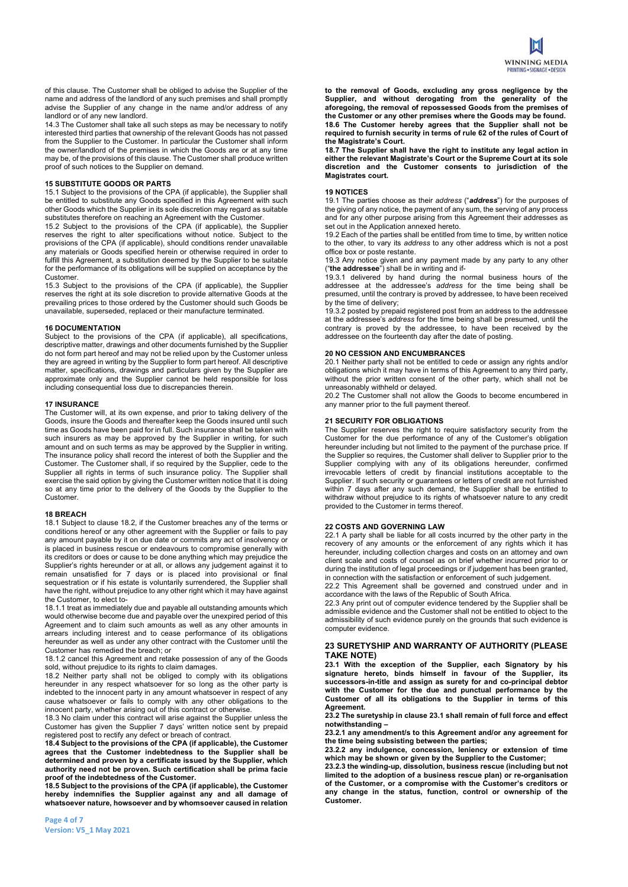of this clause. The Customer shall be obliged to advise the Supplier of the name and address of the landlord of any such premises and shall promptly advise the Supplier of any change in the name and/or address of any landlord or of any new landlord.

14.3 The Customer shall take all such steps as may be necessary to notify interested third parties that ownership of the relevant Goods has not passed from the Supplier to the Customer. In particular the Customer shall inform the owner/landlord of the premises in which the Goods are or at any time may be, of the provisions of this clause. The Customer shall produce written proof of such notices to the Supplier on demand.

**15 SUBSTITUTE GOODS OR PARTS**

15.1 Subject to the provisions of the CPA (if applicable), the Supplier shall be entitled to substitute any Goods specified in this Agreement with such other Goods which the Supplier in its sole discretion may regard as suitable substitutes therefore on reaching an Agreement with the Customer.

15.2 Subject to the provisions of the CPA (if applicable), the Supplier reserves the right to alter specifications without notice. Subject to the provisions of the CPA (if applicable), should conditions render unavailable any materials or Goods specified herein or otherwise required in order to fulfill this Agreement, a substitution deemed by the Supplier to be suitable for the performance of its obligations will be supplied on acceptance by the Customer.

15.3 Subject to the provisions of the CPA (if applicable), the Supplier reserves the right at its sole discretion to provide alternative Goods at the prevailing prices to those ordered by the Customer should such Goods be unavailable, superseded, replaced or their manufacture terminated.

**16 DOCUMENTATION**

Subject to the provisions of the CPA (if applicable), all specifications, descriptive matter, drawings and other documents furnished by the Supplier do not form part hereof and may not be relied upon by the Customer unless they are agreed in writing by the Supplier to form part hereof. All descriptive matter, specifications, drawings and particulars given by the Supplier are approximate only and the Supplier cannot be held responsible for loss including consequential loss due to discrepancies therein.

**17 INSURANCE**

The Customer will, at its own expense, and prior to taking delivery of the Goods, insure the Goods and thereafter keep the Goods insured until such time as Goods have been paid for in full. Such insurance shall be taken with such insurers as may be approved by the Supplier in writing, for such amount and on such terms as may be approved by the Supplier in writing. The insurance policy shall record the interest of both the Supplier and the Customer. The Customer shall, if so required by the Supplier, cede to the Supplier all rights in terms of such insurance policy. The Supplier shall exercise the said option by giving the Customer written notice that it is doing so at any time prior to the delivery of the Goods by the Supplier to the Customer.

**18 BREACH**

18.1 Subject to clause 18.2, if the Customer breaches any of the terms or conditions hereof or any other agreement with the Supplier or fails to pay any amount payable by it on due date or commits any act of insolvency or is placed in business rescue or endeavours to compromise generally with its creditors or does or cause to be done anything which may prejudice the Supplier's rights hereunder or at all, or allows any judgement against it to remain unsatisfied for 7 days or is placed into provisional or final sequestration or if his estate is voluntarily surrendered, the Supplier shall have the right, without prejudice to any other right which it may have against the Customer, to elect to-

18.1.1 treat as immediately due and payable all outstanding amounts which would otherwise become due and payable over the unexpired period of this Agreement and to claim such amounts as well as any other amounts in arrears including interest and to cease performance of its obligations hereunder as well as under any other contract with the Customer until the Customer has remedied the breach; or

18.1.2 cancel this Agreement and retake possession of any of the Goods sold, without prejudice to its rights to claim damages.

18.2 Neither party shall not be obliged to comply with its obligations hereunder in any respect whatsoever for so long as the other party is indebted to the innocent party in any amount whatsoever in respect of any cause whatsoever or fails to comply with any other obligations to the innocent party, whether arising out of this contract or otherwise.

18.3 No claim under this contract will arise against the Supplier unless the Customer has given the Supplier 7 days' written notice sent by prepaid registered post to rectify any defect or breach of contract.

**18.4 Subject to the provisions of the CPA (if applicable), the Customer agrees that the Customer indebtedness to the Supplier shall be determined and proven by a certificate issued by the Supplier, which authority need not be proven. Such certification shall be prima facie proof of the indebtedness of the Customer.**

**18.5 Subject to the provisions of the CPA (if applicable), the Customer hereby indemnifies the Supplier against any and all damage of whatsoever nature, howsoever and by whomsoever caused in relation to the removal of Goods, excluding any gross negligence by the Supplier, and without derogating from the generality of the aforegoing, the removal of repossessed Goods from the premises of the Customer or any other premises where the Goods may be found.**

**18.6 The Customer hereby agrees that the Supplier shall not be required to furnish security in terms of rule 62 of the rules of Court of the Magistrate's Court.**

**18.7 The Supplier shall have the right to institute any legal action in either the relevant Magistrate's Court or the Supreme Court at its sole discretion and the Customer consents to jurisdiction of the Magistrates court.**

**19 NOTICES**

19.1 The parties choose as their *address* ("***address***") for the purposes of the giving of any notice, the payment of any sum, the serving of any process and for any other purpose arising from this Agreement their addresses as set out in the Application annexed hereto.

19.2 Each of the parties shall be entitled from time to time, by written notice to the other, to vary its *address* to any other address which is not a post office box or poste restante.

19.3 Any notice given and any payment made by any party to any other ("**the addressee**") shall be in writing and if-

19.3.1 delivered by hand during the normal business hours of the addressee at the addressee's *address* for the time being shall be presumed, until the contrary is proved by addressee, to have been received by the time of delivery;

19.3.2 posted by prepaid registered post from an address to the addressee at the addressee's *address* for the time being shall be presumed, until the contrary is proved by the addressee, to have been received by the addressee on the fourteenth day after the date of posting.

**20 NO CESSION AND ENCUMBRANCES**

20.1 Neither party shall not be entitled to cede or assign any rights and/or obligations which it may have in terms of this Agreement to any third party, without the prior written consent of the other party, which shall not be unreasonably withheld or delayed.

20.2 The Customer shall not allow the Goods to become encumbered in any manner prior to the full payment thereof.

**21 SECURITY FOR OBLIGATIONS**

The Supplier reserves the right to require satisfactory security from the Customer for the due performance of any of the Customer's obligation hereunder including but not limited to the payment of the purchase price. If the Supplier so requires, the Customer shall deliver to Supplier prior to the Supplier complying with any of its obligations hereunder, confirmed irrevocable letters of credit by financial institutions acceptable to the Supplier. If such security or guarantees or letters of credit are not furnished within 7 days after any such demand, the Supplier shall be entitled to withdraw without prejudice to its rights of whatsoever nature to any credit provided to the Customer in terms thereof.

**22 COSTS AND GOVERNING LAW**

22.1 A party shall be liable for all costs incurred by the other party in the recovery of any amounts or the enforcement of any rights which it has hereunder, including collection charges and costs on an attorney and own client scale and costs of counsel as on brief whether incurred prior to or during the institution of legal proceedings or if judgement has been granted, in connection with the satisfaction or enforcement of such judgement.

22.2 This Agreement shall be governed and construed under and in accordance with the laws of the Republic of South Africa.

22.3 Any print out of computer evidence tendered by the Supplier shall be admissible evidence and the Customer shall not be entitled to object to the admissibility of such evidence purely on the grounds that such evidence is computer evidence.

## 23 SURETYSHIP AND WARRANTY OF AUTHORITY (PLEASE TAKE NOTE)

**23.1 With the exception of the Supplier, each Signatory by his signature hereto, binds himself in favour of the Supplier, its successors-in-title and assign as surety for and co-principal debtor with the Customer for the due and punctual performance by the Customer of all its obligations to the Supplier in terms of this Agreement.**

**23.2 The suretyship in clause 23.1 shall remain of full force and effect notwithstanding –**

**23.2.1 any amendment/s to this Agreement and/or any agreement for the time being subsisting between the parties;**

**23.2.2 any indulgence, concession, leniency or extension of time which may be shown or given by the Supplier to the Customer;**

**23.2.3 the winding-up, dissolution, business rescue (including but not limited to the adoption of a business rescue plan) or re-organisation of the Customer, or a compromise with the Customer's creditors or any change in the status, function, control or ownership of the Customer.**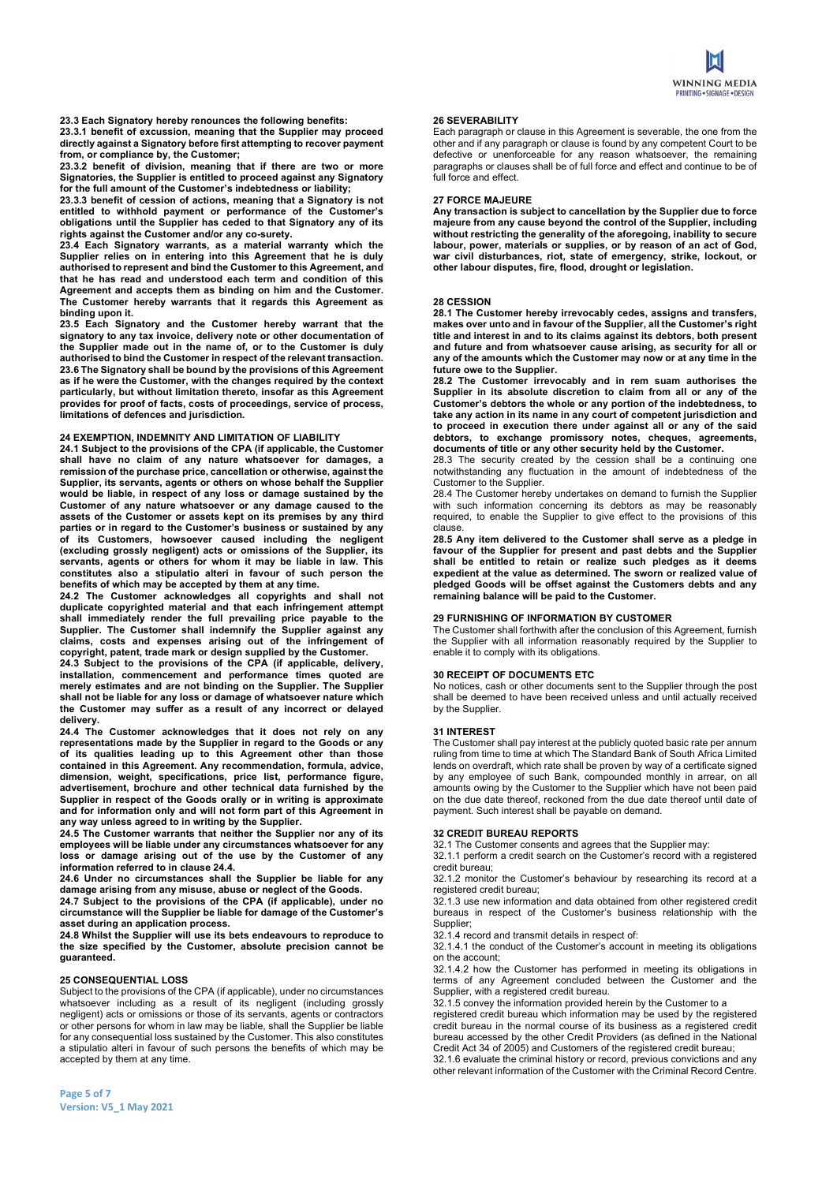**23.3 Each Signatory hereby renounces the following benefits:**

**23.3.1 benefit of excussion, meaning that the Supplier may proceed directly against a Signatory before first attempting to recover payment from, or compliance by, the Customer;**

**23.3.2 benefit of division, meaning that if there are two or more Signatories, the Supplier is entitled to proceed against any Signatory for the full amount of the Customer's indebtedness or liability;**

**23.3.3 benefit of cession of actions, meaning that a Signatory is not entitled to withhold payment or performance of the Customer's obligations until the Supplier has ceded to that Signatory any of its rights against the Customer and/or any co-surety.**

**23.4 Each Signatory warrants, as a material warranty which the Supplier relies on in entering into this Agreement that he is duly authorised to represent and bind the Customer to this Agreement, and that he has read and understood each term and condition of this Agreement and accepts them as binding on him and the Customer. The Customer hereby warrants that it regards this Agreement as binding upon it.**

**23.5 Each Signatory and the Customer hereby warrant that the signatory to any tax invoice, delivery note or other documentation of the Supplier made out in the name of, or to the Customer is duly authorised to bind the Customer in respect of the relevant transaction.**

**23.6 The Signatory shall be bound by the provisions of this Agreement as if he were the Customer, with the changes required by the context particularly, but without limitation thereto, insofar as this Agreement provides for proof of facts, costs of proceedings, service of process, limitations of defences and jurisdiction.**

**24 EXEMPTION, INDEMNITY AND LIMITATION OF LIABILITY**

**24.1 Subject to the provisions of the CPA (if applicable, the Customer shall have no claim of any nature whatsoever for damages, a remission of the purchase price, cancellation or otherwise, against the Supplier, its servants, agents or others on whose behalf the Supplier would be liable, in respect of any loss or damage sustained by the Customer of any nature whatsoever or any damage caused to the assets of the Customer or assets kept on its premises by any third parties or in regard to the Customer's business or sustained by any of its Customers, howsoever caused including the negligent (excluding grossly negligent) acts or omissions of the Supplier, its servants, agents or others for whom it may be liable in law. This constitutes also a stipulatio alteri in favour of such person the benefits of which may be accepted by them at any time.**

**24.2 The Customer acknowledges all copyrights and shall not duplicate copyrighted material and that each infringement attempt shall immediately render the full prevailing price payable to the Supplier. The Customer shall indemnify the Supplier against any claims, costs and expenses arising out of the infringement of copyright, patent, trade mark or design supplied by the Customer.**

**24.3 Subject to the provisions of the CPA (if applicable, delivery, installation, commencement and performance times quoted are merely estimates and are not binding on the Supplier. The Supplier shall not be liable for any loss or damage of whatsoever nature which the Customer may suffer as a result of any incorrect or delayed delivery.**

**24.4 The Customer acknowledges that it does not rely on any representations made by the Supplier in regard to the Goods or any of its qualities leading up to this Agreement other than those contained in this Agreement. Any recommendation, formula, advice, dimension, weight, specifications, price list, performance figure, advertisement, brochure and other technical data furnished by the Supplier in respect of the Goods orally or in writing is approximate and for information only and will not form part of this Agreement in any way unless agreed to in writing by the Supplier.**

**24.5 The Customer warrants that neither the Supplier nor any of its employees will be liable under any circumstances whatsoever for any loss or damage arising out of the use by the Customer of any information referred to in clause 24.4.**

**24.6 Under no circumstances shall the Supplier be liable for any damage arising from any misuse, abuse or neglect of the Goods.**

**24.7 Subject to the provisions of the CPA (if applicable), under no circumstance will the Supplier be liable for damage of the Customer's asset during an application process.**

**24.8 Whilst the Supplier will use its bets endeavours to reproduce to the size specified by the Customer, absolute precision cannot be guaranteed.**

**25 CONSEQUENTIAL LOSS**

Subject to the provisions of the CPA (if applicable), under no circumstances whatsoever including as a result of its negligent (including grossly negligent) acts or omissions or those of its servants, agents or contractors or other persons for whom in law may be liable, shall the Supplier be liable for any consequential loss sustained by the Customer. This also constitutes a stipulatio alteri in favour of such persons the benefits of which may be accepted by them at any time.

**26 SEVERABILITY**

Each paragraph or clause in this Agreement is severable, the one from the other and if any paragraph or clause is found by any competent Court to be defective or unenforceable for any reason whatsoever, the remaining paragraphs or clauses shall be of full force and effect and continue to be of full force and effect.

**27 FORCE MAJEURE**

**Any transaction is subject to cancellation by the Supplier due to force majeure from any cause beyond the control of the Supplier, including without restricting the generality of the aforegoing, inability to secure labour, power, materials or supplies, or by reason of an act of God, war civil disturbances, riot, state of emergency, strike, lockout, or other labour disputes, fire, flood, drought or legislation.**

**28 CESSION**

**28.1 The Customer hereby irrevocably cedes, assigns and transfers, makes over unto and in favour of the Supplier, all the Customer's right title and interest in and to its claims against its debtors, both present and future and from whatsoever cause arising, as security for all or any of the amounts which the Customer may now or at any time in the future owe to the Supplier.**

**28.2 The Customer irrevocably and in rem suam authorises the Supplier in its absolute discretion to claim from all or any of the Customer's debtors the whole or any portion of the indebtedness, to take any action in its name in any court of competent jurisdiction and to proceed in execution there under against all or any of the said debtors, to exchange promissory notes, cheques, agreements, documents of title or any other security held by the Customer.**

28.3 The security created by the cession shall be a continuing one notwithstanding any fluctuation in the amount of indebtedness of the Customer to the Supplier.

28.4 The Customer hereby undertakes on demand to furnish the Supplier with such information concerning its debtors as may be reasonably required, to enable the Supplier to give effect to the provisions of this clause.

**28.5 Any item delivered to the Customer shall serve as a pledge in favour of the Supplier for present and past debts and the Supplier shall be entitled to retain or realize such pledges as it deems expedient at the value as determined. The sworn or realized value of pledged Goods will be offset against the Customers debts and any remaining balance will be paid to the Customer.**

**29 FURNISHING OF INFORMATION BY CUSTOMER**

The Customer shall forthwith after the conclusion of this Agreement, furnish the Supplier with all information reasonably required by the Supplier to enable it to comply with its obligations.

**30 RECEIPT OF DOCUMENTS ETC**

No notices, cash or other documents sent to the Supplier through the post shall be deemed to have been received unless and until actually received by the Supplier.

**31 INTEREST**

The Customer shall pay interest at the publicly quoted basic rate per annum ruling from time to time at which The Standard Bank of South Africa Limited lends on overdraft, which rate shall be proven by way of a certificate signed by any employee of such Bank, compounded monthly in arrear, on all amounts owing by the Customer to the Supplier which have not been paid on the due date thereof, reckoned from the due date thereof until date of payment. Such interest shall be payable on demand.

**32 CREDIT BUREAU REPORTS**

32.1 The Customer consents and agrees that the Supplier may:

32.1.1 perform a credit search on the Customer's record with a registered credit bureau;

32.1.2 monitor the Customer's behaviour by researching its record at a registered credit bureau;

32.1.3 use new information and data obtained from other registered credit bureaus in respect of the Customer's business relationship with the Supplier;

32.1.4 record and transmit details in respect of:

32.1.4.1 the conduct of the Customer's account in meeting its obligations on the account;

32.1.4.2 how the Customer has performed in meeting its obligations in terms of any Agreement concluded between the Customer and the Supplier, with a registered credit bureau.

32.1.5 convey the information provided herein by the Customer to a registered credit bureau which information may be used by the registered credit bureau in the normal course of its business as a registered credit bureau accessed by the other Credit Providers (as defined in the National Credit Act 34 of 2005) and Customers of the registered credit bureau;

32.1.6 evaluate the criminal history or record, previous convictions and any other relevant information of the Customer with the Criminal Record Centre.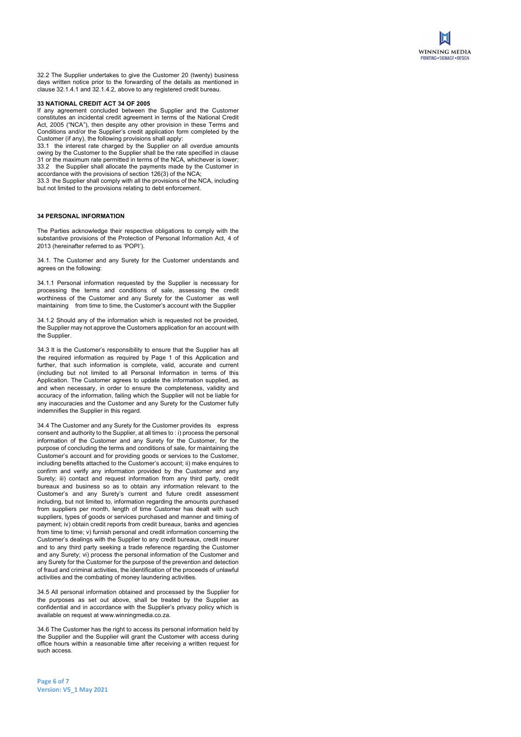32.2 The Supplier undertakes to give the Customer 20 (twenty) business days written notice prior to the forwarding of the details as mentioned in clause 32.1.4.1 and 32.1.4.2, above to any registered credit bureau.

### 33 NATIONAL CREDIT ACT 34 OF 2005

If any agreement concluded between the Supplier and the Customer constitutes an incidental credit agreement in terms of the National Credit Act, 2005 ("NCA"), then despite any other provision in these Terms and Conditions and/or the Supplier's credit application form completed by the Customer (if any), the following provisions shall apply:

33.1 the interest rate charged by the Supplier on all overdue amounts owing by the Customer to the Supplier shall be the rate specified in clause 31 or the maximum rate permitted in terms of the NCA, whichever is lower;

33.2 the Supplier shall allocate the payments made by the Customer in accordance with the provisions of section 126(3) of the NCA;

33.3 the Supplier shall comply with all the provisions of the NCA, including but not limited to the provisions relating to debt enforcement.

### 34 PERSONAL INFORMATION

The Parties acknowledge their respective obligations to comply with the substantive provisions of the Protection of Personal Information Act, 4 of 2013 (hereinafter referred to as 'POPI').

34.1. The Customer and any Surety for the Customer understands and agrees on the following:

34.1.1 Personal information requested by the Supplier is necessary for processing the terms and conditions of sale, assessing the credit worthiness of the Customer and any Surety for the Customer as well maintaining from time to time, the Customer's account with the Supplier

34.1.2 Should any of the information which is requested not be provided, the Supplier may not approve the Customers application for an account with the Supplier.

34.3 It is the Customer's responsibility to ensure that the Supplier has all the required information as required by Page 1 of this Application and further, that such information is complete, valid, accurate and current (including but not limited to all Personal Information in terms of this Application. The Customer agrees to update the information supplied, as and when necessary, in order to ensure the completeness, validity and accuracy of the information, failing which the Supplier will not be liable for any inaccuracies and the Customer and any Surety for the Customer fully indemnifies the Supplier in this regard.

34.4 The Customer and any Surety for the Customer provides its express consent and authority to the Supplier, at all times to : i) process the personal information of the Customer and any Surety for the Customer, for the purpose of concluding the terms and conditions of sale, for maintaining the Customer's account and for providing goods or services to the Customer, including benefits attached to the Customer's account; ii) make enquires to confirm and verify any information provided by the Customer and any Surety; iii) contact and request information from any third party, credit bureaux and business so as to obtain any information relevant to the Customer's and any Surety's current and future credit assessment including, but not limited to, information regarding the amounts purchased from suppliers per month, length of time Customer has dealt with such suppliers, types of goods or services purchased and manner and timing of payment; iv) obtain credit reports from credit bureaux, banks and agencies from time to time; v) furnish personal and credit information concerning the Customer's dealings with the Supplier to any credit bureaux, credit insurer and to any third party seeking a trade reference regarding the Customer and any Surety; vi) process the personal information of the Customer and any Surety for the Customer for the purpose of the prevention and detection of fraud and criminal activities, the identification of the proceeds of unlawful activities and the combating of money laundering activities.

34.5 All personal information obtained and processed by the Supplier for the purposes as set out above, shall be treated by the Supplier as confidential and in accordance with the Supplier's privacy policy which is available on request at www.winningmedia.co.za.

34.6 The Customer has the right to access its personal information held by the Supplier and the Supplier will grant the Customer with access during office hours within a reasonable time after receiving a written request for such access.